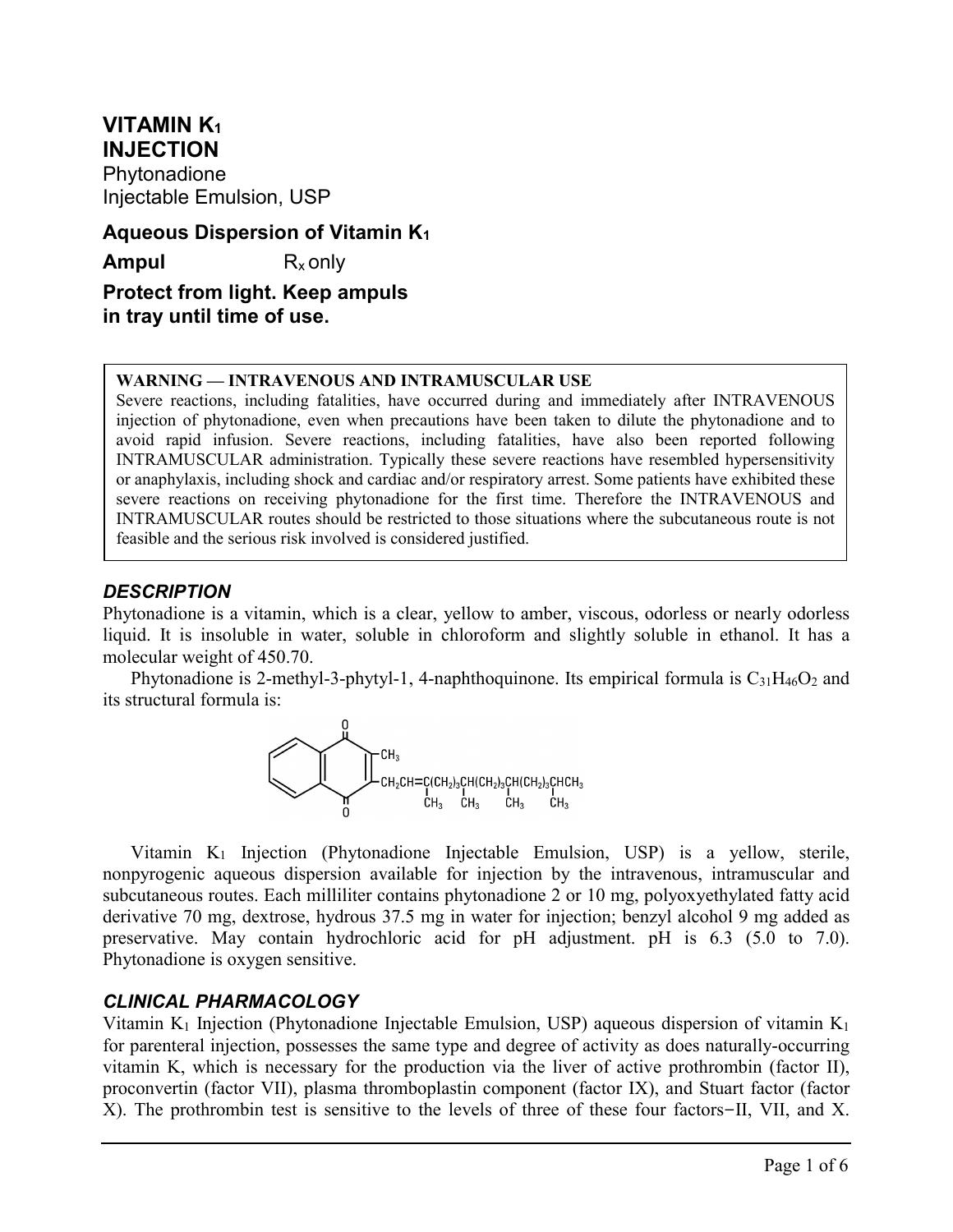# VITAMIN $K_1$ INJECTION

Phytonadione
Injectable Emulsion, USP

**Aqueous Dispersion of Vitamin $K_1$**

**Ampul** $R_x$ only

**Protect from light. Keep ampuls in tray until time of use.**

> **WARNING — INTRAVENOUS AND INTRAMUSCULAR USE**
> Severe reactions, including fatalities, have occurred during and immediately after INTRAVENOUS injection of phytonadione, even when precautions have been taken to dilute the phytonadione and to avoid rapid infusion. Severe reactions, including fatalities, have also been reported following INTRAMUSCULAR administration. Typically these severe reactions have resembled hypersensitivity or anaphylaxis, including shock and cardiac and/or respiratory arrest. Some patients have exhibited these severe reactions on receiving phytonadione for the first time. Therefore the INTRAVENOUS and INTRAMUSCULAR routes should be restricted to those situations where the subcutaneous route is not feasible and the serious risk involved is considered justified.

## *DESCRIPTION*

Phytonadione is a vitamin, which is a clear, yellow to amber, viscous, odorless or nearly odorless liquid. It is insoluble in water, soluble in chloroform and slightly soluble in ethanol. It has a molecular weight of 450.70.

Phytonadione is 2-methyl-3-phytyl-1, 4-naphthoquinone. Its empirical formula is $C_{31}H_{46}O_2$ and its structural formula is:

$$\text{1,4-naphthoquinone with } -CH_3 \text{ and } -CH_2CH{=}\underset{CH_3}{C}(CH_2)_3\underset{CH_3}{CH}(CH_2)_3\underset{CH_3}{CH}(CH_2)_3\underset{CH_3}{CH}CH_3$$

Vitamin $K_1$ Injection (Phytonadione Injectable Emulsion, USP) is a yellow, sterile, nonpyrogenic aqueous dispersion available for injection by the intravenous, intramuscular and subcutaneous routes. Each milliliter contains phytonadione 2 or 10 mg, polyoxyethylated fatty acid derivative 70 mg, dextrose, hydrous 37.5 mg in water for injection; benzyl alcohol 9 mg added as preservative. May contain hydrochloric acid for pH adjustment. pH is 6.3 (5.0 to 7.0). Phytonadione is oxygen sensitive.

## *CLINICAL PHARMACOLOGY*

Vitamin $K_1$ Injection (Phytonadione Injectable Emulsion, USP) aqueous dispersion of vitamin $K_1$ for parenteral injection, possesses the same type and degree of activity as does naturally-occurring vitamin K, which is necessary for the production via the liver of active prothrombin (factor II), proconvertin (factor VII), plasma thromboplastin component (factor IX), and Stuart factor (factor X). The prothrombin test is sensitive to the levels of three of these four factors−II, VII, and X.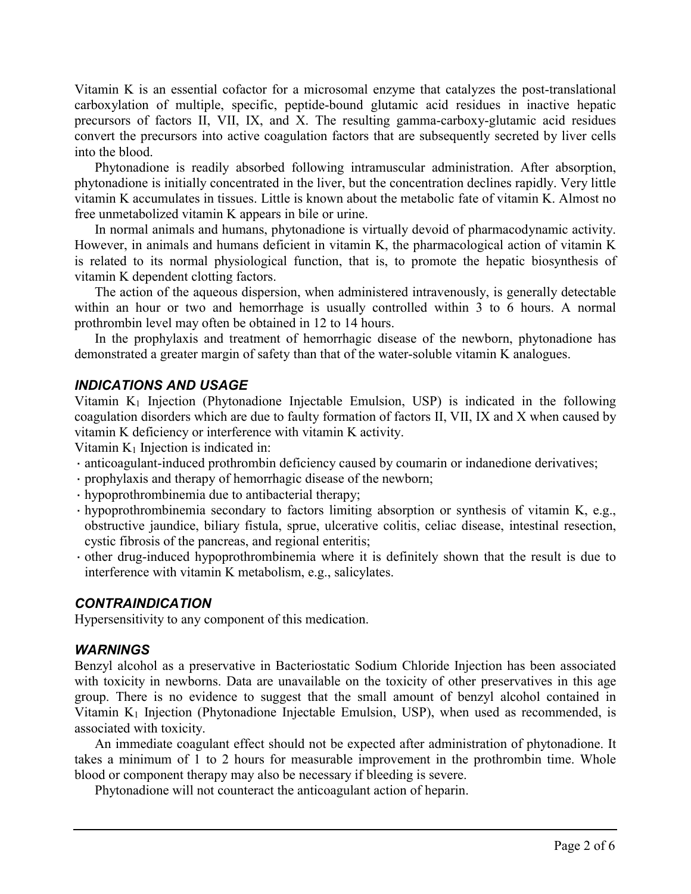Vitamin K is an essential cofactor for a microsomal enzyme that catalyzes the post-translational carboxylation of multiple, specific, peptide-bound glutamic acid residues in inactive hepatic precursors of factors II, VII, IX, and X. The resulting gamma-carboxy-glutamic acid residues convert the precursors into active coagulation factors that are subsequently secreted by liver cells into the blood.

Phytonadione is readily absorbed following intramuscular administration. After absorption, phytonadione is initially concentrated in the liver, but the concentration declines rapidly. Very little vitamin K accumulates in tissues. Little is known about the metabolic fate of vitamin K. Almost no free unmetabolized vitamin K appears in bile or urine.

In normal animals and humans, phytonadione is virtually devoid of pharmacodynamic activity. However, in animals and humans deficient in vitamin K, the pharmacological action of vitamin K is related to its normal physiological function, that is, to promote the hepatic biosynthesis of vitamin K dependent clotting factors.

The action of the aqueous dispersion, when administered intravenously, is generally detectable within an hour or two and hemorrhage is usually controlled within 3 to 6 hours. A normal prothrombin level may often be obtained in 12 to 14 hours.

In the prophylaxis and treatment of hemorrhagic disease of the newborn, phytonadione has demonstrated a greater margin of safety than that of the water-soluble vitamin K analogues.

### *INDICATIONS AND USAGE*

Vitamin $K_1$ Injection (Phytonadione Injectable Emulsion, USP) is indicated in the following coagulation disorders which are due to faulty formation of factors II, VII, IX and X when caused by vitamin K deficiency or interference with vitamin K activity.

Vitamin $K_1$ Injection is indicated in:

- anticoagulant-induced prothrombin deficiency caused by coumarin or indanedione derivatives;
- prophylaxis and therapy of hemorrhagic disease of the newborn;
- hypoprothrombinemia due to antibacterial therapy;
- hypoprothrombinemia secondary to factors limiting absorption or synthesis of vitamin K, e.g., obstructive jaundice, biliary fistula, sprue, ulcerative colitis, celiac disease, intestinal resection, cystic fibrosis of the pancreas, and regional enteritis;
- other drug-induced hypoprothrombinemia where it is definitely shown that the result is due to interference with vitamin K metabolism, e.g., salicylates.

### *CONTRAINDICATION*

Hypersensitivity to any component of this medication.

### *WARNINGS*

Benzyl alcohol as a preservative in Bacteriostatic Sodium Chloride Injection has been associated with toxicity in newborns. Data are unavailable on the toxicity of other preservatives in this age group. There is no evidence to suggest that the small amount of benzyl alcohol contained in Vitamin $K_1$ Injection (Phytonadione Injectable Emulsion, USP), when used as recommended, is associated with toxicity.

An immediate coagulant effect should not be expected after administration of phytonadione. It takes a minimum of 1 to 2 hours for measurable improvement in the prothrombin time. Whole blood or component therapy may also be necessary if bleeding is severe.

Phytonadione will not counteract the anticoagulant action of heparin.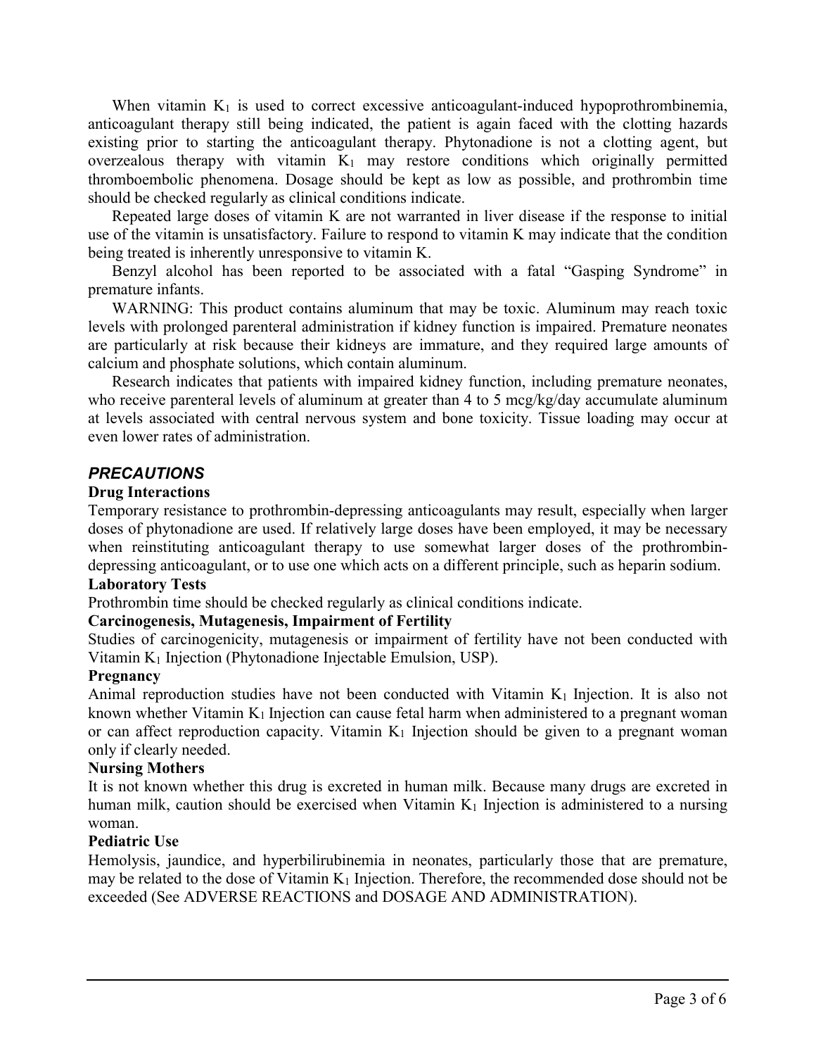When vitamin $K_1$ is used to correct excessive anticoagulant-induced hypoprothrombinemia, anticoagulant therapy still being indicated, the patient is again faced with the clotting hazards existing prior to starting the anticoagulant therapy. Phytonadione is not a clotting agent, but overzealous therapy with vitamin $K_1$ may restore conditions which originally permitted thromboembolic phenomena. Dosage should be kept as low as possible, and prothrombin time should be checked regularly as clinical conditions indicate.

Repeated large doses of vitamin K are not warranted in liver disease if the response to initial use of the vitamin is unsatisfactory. Failure to respond to vitamin K may indicate that the condition being treated is inherently unresponsive to vitamin K.

Benzyl alcohol has been reported to be associated with a fatal "Gasping Syndrome" in premature infants.

WARNING: This product contains aluminum that may be toxic. Aluminum may reach toxic levels with prolonged parenteral administration if kidney function is impaired. Premature neonates are particularly at risk because their kidneys are immature, and they required large amounts of calcium and phosphate solutions, which contain aluminum.

Research indicates that patients with impaired kidney function, including premature neonates, who receive parenteral levels of aluminum at greater than 4 to 5 mcg/kg/day accumulate aluminum at levels associated with central nervous system and bone toxicity. Tissue loading may occur at even lower rates of administration.

## *PRECAUTIONS*

**Drug Interactions**

Temporary resistance to prothrombin-depressing anticoagulants may result, especially when larger doses of phytonadione are used. If relatively large doses have been employed, it may be necessary when reinstituting anticoagulant therapy to use somewhat larger doses of the prothrombin-depressing anticoagulant, or to use one which acts on a different principle, such as heparin sodium.

**Laboratory Tests**

Prothrombin time should be checked regularly as clinical conditions indicate.

**Carcinogenesis, Mutagenesis, Impairment of Fertility**

Studies of carcinogenicity, mutagenesis or impairment of fertility have not been conducted with Vitamin $K_1$ Injection (Phytonadione Injectable Emulsion, USP).

**Pregnancy**

Animal reproduction studies have not been conducted with Vitamin $K_1$ Injection. It is also not known whether Vitamin $K_1$ Injection can cause fetal harm when administered to a pregnant woman or can affect reproduction capacity. Vitamin $K_1$ Injection should be given to a pregnant woman only if clearly needed.

**Nursing Mothers**

It is not known whether this drug is excreted in human milk. Because many drugs are excreted in human milk, caution should be exercised when Vitamin $K_1$ Injection is administered to a nursing woman.

**Pediatric Use**

Hemolysis, jaundice, and hyperbilirubinemia in neonates, particularly those that are premature, may be related to the dose of Vitamin $K_1$ Injection. Therefore, the recommended dose should not be exceeded (See ADVERSE REACTIONS and DOSAGE AND ADMINISTRATION).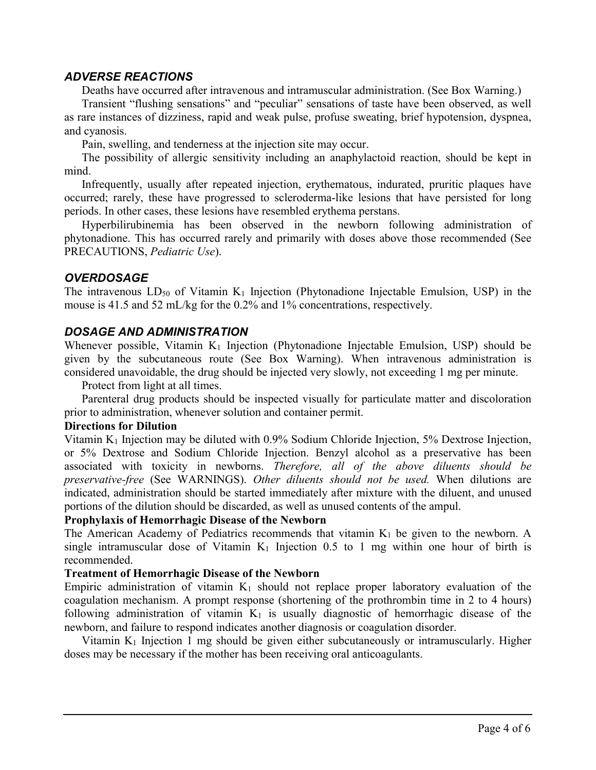## *ADVERSE REACTIONS*

Deaths have occurred after intravenous and intramuscular administration. (See Box Warning.)

Transient "flushing sensations" and "peculiar" sensations of taste have been observed, as well as rare instances of dizziness, rapid and weak pulse, profuse sweating, brief hypotension, dyspnea, and cyanosis.

Pain, swelling, and tenderness at the injection site may occur.

The possibility of allergic sensitivity including an anaphylactoid reaction, should be kept in mind.

Infrequently, usually after repeated injection, erythematous, indurated, pruritic plaques have occurred; rarely, these have progressed to scleroderma-like lesions that have persisted for long periods. In other cases, these lesions have resembled erythema perstans.

Hyperbilirubinemia has been observed in the newborn following administration of phytonadione. This has occurred rarely and primarily with doses above those recommended (See PRECAUTIONS, *Pediatric Use*).

## *OVERDOSAGE*

The intravenous $LD_{50}$ of Vitamin $K_1$ Injection (Phytonadione Injectable Emulsion, USP) in the mouse is 41.5 and 52 mL/kg for the 0.2% and 1% concentrations, respectively.

## *DOSAGE AND ADMINISTRATION*

Whenever possible, Vitamin $K_1$ Injection (Phytonadione Injectable Emulsion, USP) should be given by the subcutaneous route (See Box Warning). When intravenous administration is considered unavoidable, the drug should be injected very slowly, not exceeding 1 mg per minute.

Protect from light at all times.

Parenteral drug products should be inspected visually for particulate matter and discoloration prior to administration, whenever solution and container permit.

**Directions for Dilution**

Vitamin $K_1$ Injection may be diluted with 0.9% Sodium Chloride Injection, 5% Dextrose Injection, or 5% Dextrose and Sodium Chloride Injection. Benzyl alcohol as a preservative has been associated with toxicity in newborns. *Therefore, all of the above diluents should be preservative-free* (See WARNINGS). *Other diluents should not be used.* When dilutions are indicated, administration should be started immediately after mixture with the diluent, and unused portions of the dilution should be discarded, as well as unused contents of the ampul.

**Prophylaxis of Hemorrhagic Disease of the Newborn**

The American Academy of Pediatrics recommends that vitamin $K_1$ be given to the newborn. A single intramuscular dose of Vitamin $K_1$ Injection 0.5 to 1 mg within one hour of birth is recommended.

**Treatment of Hemorrhagic Disease of the Newborn**

Empiric administration of vitamin $K_1$ should not replace proper laboratory evaluation of the coagulation mechanism. A prompt response (shortening of the prothrombin time in 2 to 4 hours) following administration of vitamin $K_1$ is usually diagnostic of hemorrhagic disease of the newborn, and failure to respond indicates another diagnosis or coagulation disorder.

Vitamin $K_1$ Injection 1 mg should be given either subcutaneously or intramuscularly. Higher doses may be necessary if the mother has been receiving oral anticoagulants.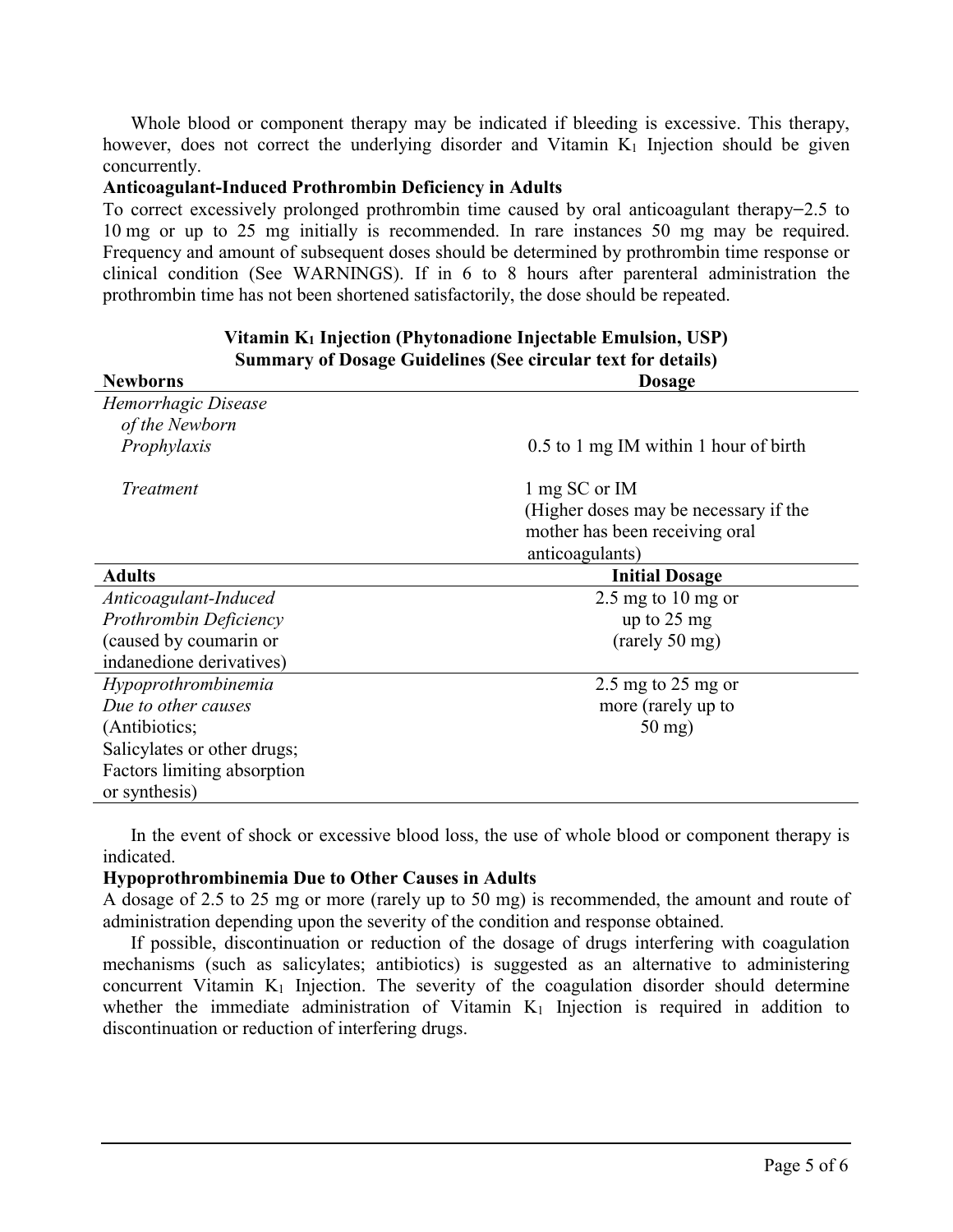Whole blood or component therapy may be indicated if bleeding is excessive. This therapy, however, does not correct the underlying disorder and Vitamin $K_1$ Injection should be given concurrently.

**Anticoagulant-Induced Prothrombin Deficiency in Adults**

To correct excessively prolonged prothrombin time caused by oral anticoagulant therapy–2.5 to 10 mg or up to 25 mg initially is recommended. In rare instances 50 mg may be required. Frequency and amount of subsequent doses should be determined by prothrombin time response or clinical condition (See WARNINGS). If in 6 to 8 hours after parenteral administration the prothrombin time has not been shortened satisfactorily, the dose should be repeated.

**Vitamin $K_1$ Injection (Phytonadione Injectable Emulsion, USP)**
**Summary of Dosage Guidelines (See circular text for details)**

| **Newborns** | **Dosage** |
|---|---|
| *Hemorrhagic Disease of the Newborn* | |
| *Prophylaxis* | 0.5 to 1 mg IM within 1 hour of birth |
| *Treatment* | 1 mg SC or IM (Higher doses may be necessary if the mother has been receiving oral anticoagulants) |
| **Adults** | **Initial Dosage** |
| *Anticoagulant-Induced Prothrombin Deficiency* (caused by coumarin or indanedione derivatives) | 2.5 mg to 10 mg or up to 25 mg (rarely 50 mg) |
| *Hypoprothrombinemia Due to other causes* (Antibiotics; Salicylates or other drugs; Factors limiting absorption or synthesis) | 2.5 mg to 25 mg or more (rarely up to 50 mg) |

In the event of shock or excessive blood loss, the use of whole blood or component therapy is indicated.

**Hypoprothrombinemia Due to Other Causes in Adults**

A dosage of 2.5 to 25 mg or more (rarely up to 50 mg) is recommended, the amount and route of administration depending upon the severity of the condition and response obtained.

If possible, discontinuation or reduction of the dosage of drugs interfering with coagulation mechanisms (such as salicylates; antibiotics) is suggested as an alternative to administering concurrent Vitamin $K_1$ Injection. The severity of the coagulation disorder should determine whether the immediate administration of Vitamin $K_1$ Injection is required in addition to discontinuation or reduction of interfering drugs.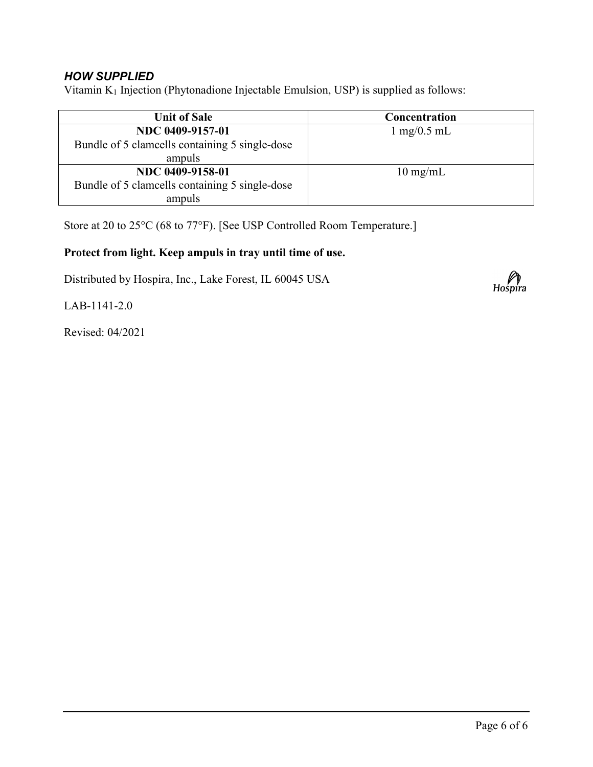### *HOW SUPPLIED*

Vitamin $K_1$ Injection (Phytonadione Injectable Emulsion, USP) is supplied as follows:

| Unit of Sale | Concentration |
| --- | --- |
| **NDC 0409-9157-01**<br>Bundle of 5 clamcells containing 5 single-dose ampuls | 1 mg/0.5 mL |
| **NDC 0409-9158-01**<br>Bundle of 5 clamcells containing 5 single-dose ampuls | 10 mg/mL |

Store at 20 to 25°C (68 to 77°F). [See USP Controlled Room Temperature.]

**Protect from light. Keep ampuls in tray until time of use.**

Distributed by Hospira, Inc., Lake Forest, IL 60045 USA

LAB-1141-2.0

Revised: 04/2021